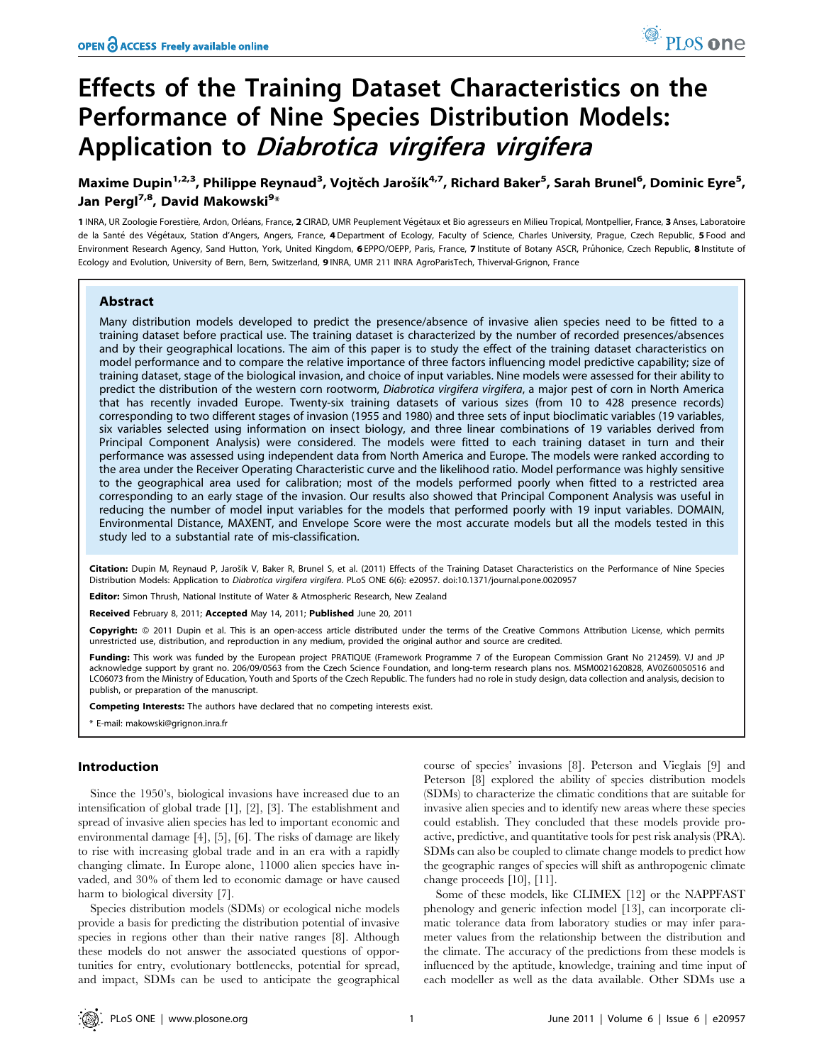# Effects of the Training Dataset Characteristics on the Performance of Nine Species Distribution Models: Application to *Diabrotica virgifera virgifera*

**Maxime Dupin[1,2,3], Philippe Reynaud[3], Vojtěch Jarošík[4,7], Richard Baker[5], Sarah Brunel[6], Dominic Eyre[5], Jan Pergl[7,8], David Makowski[9]***

1 INRA, UR Zoologie Forestière, Ardon, Orléans, France, 2 CIRAD, UMR Peuplement Végétaux et Bio agresseurs en Milieu Tropical, Montpellier, France, 3 Anses, Laboratoire de la Santé des Végétaux, Station d'Angers, Angers, France, 4 Department of Ecology, Faculty of Science, Charles University, Prague, Czech Republic, 5 Food and Environment Research Agency, Sand Hutton, York, United Kingdom, 6 EPPO/OEPP, Paris, France, 7 Institute of Botany ASCR, Průhonice, Czech Republic, 8 Institute of Ecology and Evolution, University of Bern, Bern, Switzerland, 9 INRA, UMR 211 INRA AgroParisTech, Thiverval-Grignon, France

## Abstract

Many distribution models developed to predict the presence/absence of invasive alien species need to be fitted to a training dataset before practical use. The training dataset is characterized by the number of recorded presences/absences and by their geographical locations. The aim of this paper is to study the effect of the training dataset characteristics on model performance and to compare the relative importance of three factors influencing model predictive capability; size of training dataset, stage of the biological invasion, and choice of input variables. Nine models were assessed for their ability to predict the distribution of the western corn rootworm, *Diabrotica virgifera virgifera*, a major pest of corn in North America that has recently invaded Europe. Twenty-six training datasets of various sizes (from 10 to 428 presence records) corresponding to two different stages of invasion (1955 and 1980) and three sets of input bioclimatic variables (19 variables, six variables selected using information on insect biology, and three linear combinations of 19 variables derived from Principal Component Analysis) were considered. The models were fitted to each training dataset in turn and their performance was assessed using independent data from North America and Europe. The models were ranked according to the area under the Receiver Operating Characteristic curve and the likelihood ratio. Model performance was highly sensitive to the geographical area used for calibration; most of the models performed poorly when fitted to a restricted area corresponding to an early stage of the invasion. Our results also showed that Principal Component Analysis was useful in reducing the number of model input variables for the models that performed poorly with 19 input variables. DOMAIN, Environmental Distance, MAXENT, and Envelope Score were the most accurate models but all the models tested in this study led to a substantial rate of mis-classification.

**Citation:** Dupin M, Reynaud P, Jarošík V, Baker R, Brunel S, et al. (2011) Effects of the Training Dataset Characteristics on the Performance of Nine Species Distribution Models: Application to *Diabrotica virgifera virgifera*. PLoS ONE 6(6): e20957. doi:10.1371/journal.pone.0020957

**Editor:** Simon Thrush, National Institute of Water & Atmospheric Research, New Zealand

**Received** February 8, 2011; **Accepted** May 14, 2011; **Published** June 20, 2011

**Copyright:** © 2011 Dupin et al. This is an open-access article distributed under the terms of the Creative Commons Attribution License, which permits unrestricted use, distribution, and reproduction in any medium, provided the original author and source are credited.

**Funding:** This work was funded by the European project PRATIQUE (Framework Programme 7 of the European Commission Grant No 212459). VJ and JP acknowledge support by grant no. 206/09/0563 from the Czech Science Foundation, and long-term research plans nos. MSM0021620828, AV0Z60050516 and LC06073 from the Ministry of Education, Youth and Sports of the Czech Republic. The funders had no role in study design, data collection and analysis, decision to publish, or preparation of the manuscript.

**Competing Interests:** The authors have declared that no competing interests exist.

* E-mail: makowski@grignon.inra.fr

## Introduction

Since the 1950's, biological invasions have increased due to an intensification of global trade [1], [2], [3]. The establishment and spread of invasive alien species has led to important economic and environmental damage [4], [5], [6]. The risks of damage are likely to rise with increasing global trade and in an era with a rapidly changing climate. In Europe alone, 11000 alien species have invaded, and 30% of them led to economic damage or have caused harm to biological diversity [7].

Species distribution models (SDMs) or ecological niche models provide a basis for predicting the distribution potential of invasive species in regions other than their native ranges [8]. Although these models do not answer the associated questions of opportunities for entry, evolutionary bottlenecks, potential for spread, and impact, SDMs can be used to anticipate the geographical course of species' invasions [8]. Peterson and Vieglais [9] and Peterson [8] explored the ability of species distribution models (SDMs) to characterize the climatic conditions that are suitable for invasive alien species and to identify new areas where these species could establish. They concluded that these models provide pro-active, predictive, and quantitative tools for pest risk analysis (PRA). SDMs can also be coupled to climate change models to predict how the geographic ranges of species will shift as anthropogenic climate change proceeds [10], [11].

Some of these models, like CLIMEX [12] or the NAPPFAST phenology and generic infection model [13], can incorporate climatic tolerance data from laboratory studies or may infer parameter values from the relationship between the distribution and the climate. The accuracy of the predictions from these models is influenced by the aptitude, knowledge, training and time input of each modeller as well as the data available. Other SDMs use a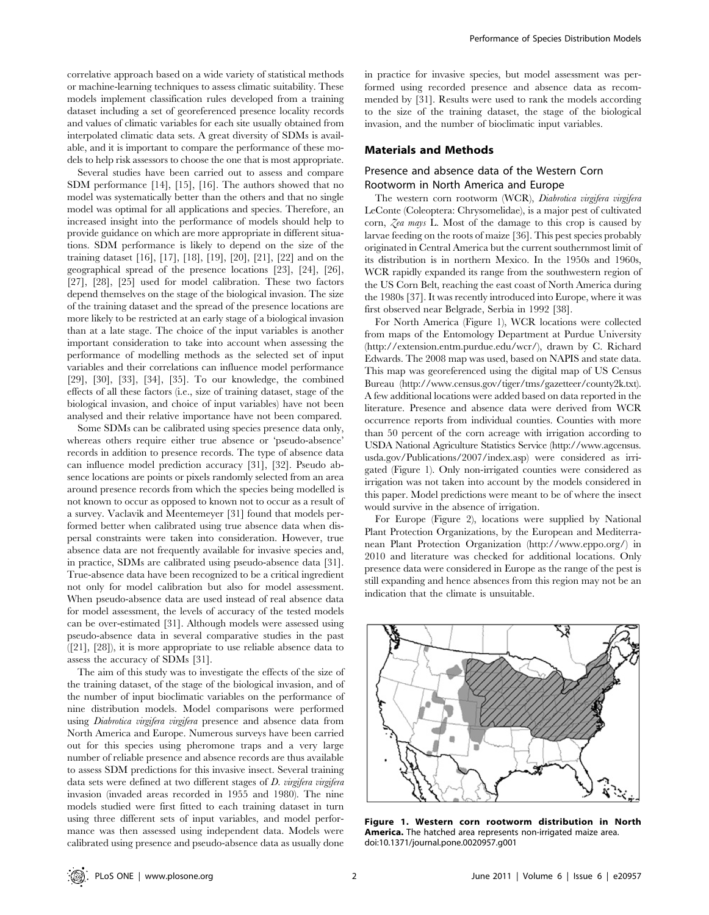correlative approach based on a wide variety of statistical methods or machine-learning techniques to assess climatic suitability. These models implement classification rules developed from a training dataset including a set of georeferenced presence locality records and values of climatic variables for each site usually obtained from interpolated climatic data sets. A great diversity of SDMs is available, and it is important to compare the performance of these models to help risk assessors to choose the one that is most appropriate.

Several studies have been carried out to assess and compare SDM performance [14], [15], [16]. The authors showed that no model was systematically better than the others and that no single model was optimal for all applications and species. Therefore, an increased insight into the performance of models should help to provide guidance on which are more appropriate in different situations. SDM performance is likely to depend on the size of the training dataset [16], [17], [18], [19], [20], [21], [22] and on the geographical spread of the presence locations [23], [24], [26], [27], [28], [25] used for model calibration. These two factors depend themselves on the stage of the biological invasion. The size of the training dataset and the spread of the presence locations are more likely to be restricted at an early stage of a biological invasion than at a late stage. The choice of the input variables is another important consideration to take into account when assessing the performance of modelling methods as the selected set of input variables and their correlations can influence model performance [29], [30], [33], [34], [35]. To our knowledge, the combined effects of all these factors (i.e., size of training dataset, stage of the biological invasion, and choice of input variables) have not been analysed and their relative importance have not been compared.

Some SDMs can be calibrated using species presence data only, whereas others require either true absence or 'pseudo-absence' records in addition to presence records. The type of absence data can influence model prediction accuracy [31], [32]. Pseudo absence locations are points or pixels randomly selected from an area around presence records from which the species being modelled is not known to occur as opposed to known not to occur as a result of a survey. Vaclavik and Meentemeyer [31] found that models performed better when calibrated using true absence data when dispersal constraints were taken into consideration. However, true absence data are not frequently available for invasive species and, in practice, SDMs are calibrated using pseudo-absence data [31]. True-absence data have been recognized to be a critical ingredient not only for model calibration but also for model assessment. When pseudo-absence data are used instead of real absence data for model assessment, the levels of accuracy of the tested models can be over-estimated [31]. Although models were assessed using pseudo-absence data in several comparative studies in the past ([21], [28]), it is more appropriate to use reliable absence data to assess the accuracy of SDMs [31].

The aim of this study was to investigate the effects of the size of the training dataset, of the stage of the biological invasion, and of the number of input bioclimatic variables on the performance of nine distribution models. Model comparisons were performed using *Diabrotica virgifera virgifera* presence and absence data from North America and Europe. Numerous surveys have been carried out for this species using pheromone traps and a very large number of reliable presence and absence records are thus available to assess SDM predictions for this invasive insect. Several training data sets were defined at two different stages of *D. virgifera virgifera* invasion (invaded areas recorded in 1955 and 1980). The nine models studied were first fitted to each training dataset in turn using three different sets of input variables, and model performance was then assessed using independent data. Models were calibrated using presence and pseudo-absence data as usually done in practice for invasive species, but model assessment was performed using recorded presence and absence data as recommended by [31]. Results were used to rank the models according to the size of the training dataset, the stage of the biological invasion, and the number of bioclimatic input variables.

## Materials and Methods

### Presence and absence data of the Western Corn Rootworm in North America and Europe

The western corn rootworm (WCR), *Diabrotica virgifera virgifera* LeConte (Coleoptera: Chrysomelidae), is a major pest of cultivated corn, *Zea mays* L. Most of the damage to this crop is caused by larvae feeding on the roots of maize [36]. This pest species probably originated in Central America but the current southernmost limit of its distribution is in northern Mexico. In the 1950s and 1960s, WCR rapidly expanded its range from the southwestern region of the US Corn Belt, reaching the east coast of North America during the 1980s [37]. It was recently introduced into Europe, where it was first observed near Belgrade, Serbia in 1992 [38].

For North America (Figure 1), WCR locations were collected from maps of the Entomology Department at Purdue University (http://extension.entm.purdue.edu/wcr/), drawn by C. Richard Edwards. The 2008 map was used, based on NAPIS and state data. This map was georeferenced using the digital map of US Census Bureau (http://www.census.gov/tiger/tms/gazetteer/county2k.txt). A few additional locations were added based on data reported in the literature. Presence and absence data were derived from WCR occurrence reports from individual counties. Counties with more than 50 percent of the corn acreage with irrigation according to USDA National Agriculture Statistics Service (http://www.agcensus.usda.gov/Publications/2007/index.asp) were considered as irrigated (Figure 1). Only non-irrigated counties were considered as irrigation was not taken into account by the models considered in this paper. Model predictions were meant to be of where the insect would survive in the absence of irrigation.

For Europe (Figure 2), locations were supplied by National Plant Protection Organizations, by the European and Mediterranean Plant Protection Organization (http://www.eppo.org/) in 2010 and literature was checked for additional locations. Only presence data were considered in Europe as the range of the pest is still expanding and hence absences from this region may not be an indication that the climate is unsuitable.

**Figure 1. Western corn rootworm distribution in North America.** The hatched area represents non-irrigated maize area.
doi:10.1371/journal.pone.0020957.g001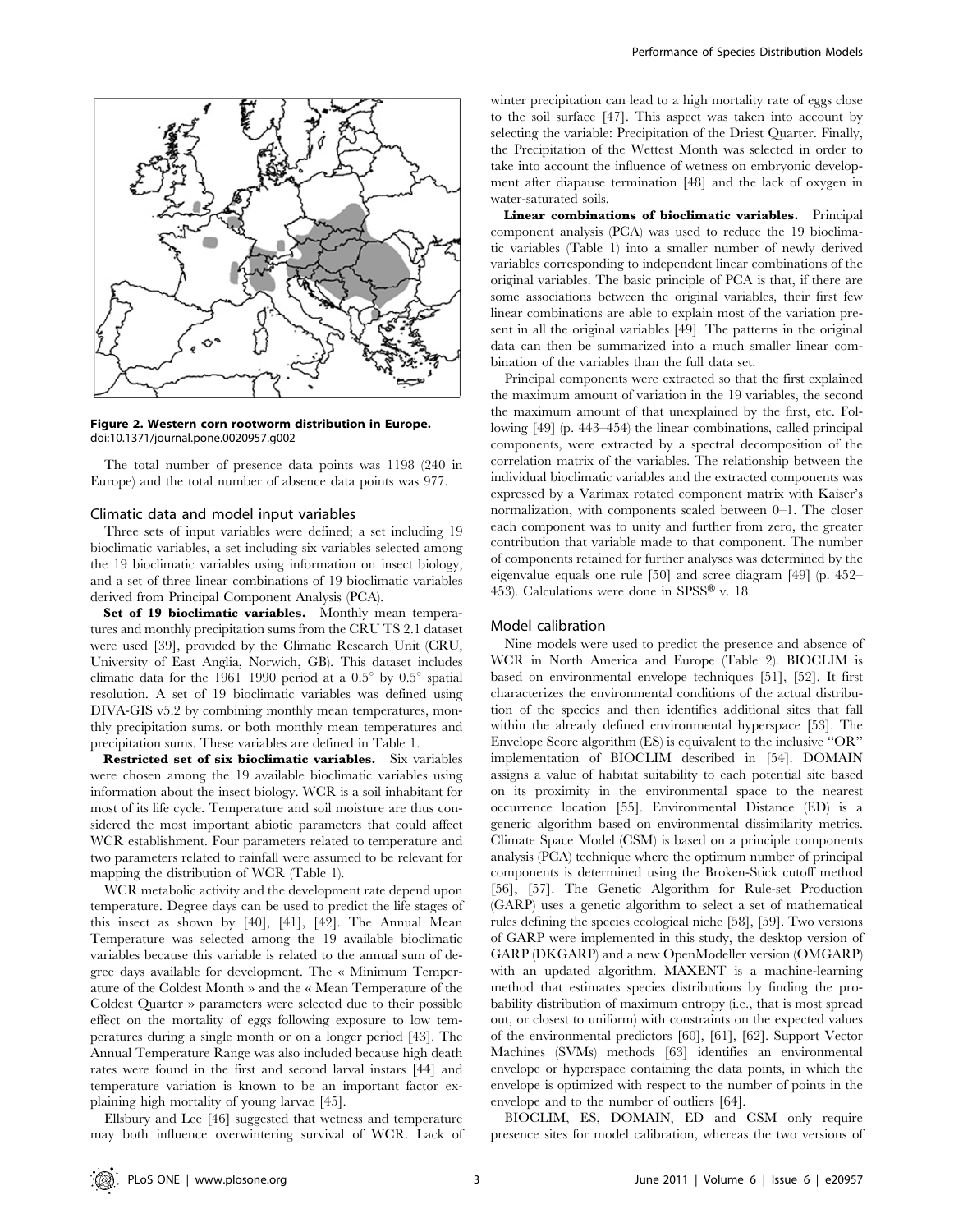Figure 2. Western corn rootworm distribution in Europe.
doi:10.1371/journal.pone.0020957.g002

The total number of presence data points was 1198 (240 in Europe) and the total number of absence data points was 977.

### Climatic data and model input variables

Three sets of input variables were defined; a set including 19 bioclimatic variables, a set including six variables selected among the 19 bioclimatic variables using information on insect biology, and a set of three linear combinations of 19 bioclimatic variables derived from Principal Component Analysis (PCA).

**Set of 19 bioclimatic variables.** Monthly mean temperatures and monthly precipitation sums from the CRU TS 2.1 dataset were used [39], provided by the Climatic Research Unit (CRU, University of East Anglia, Norwich, GB). This dataset includes climatic data for the 1961–1990 period at a 0.5° by 0.5° spatial resolution. A set of 19 bioclimatic variables was defined using DIVA-GIS v5.2 by combining monthly mean temperatures, monthly precipitation sums, or both monthly mean temperatures and precipitation sums. These variables are defined in Table 1.

**Restricted set of six bioclimatic variables.** Six variables were chosen among the 19 available bioclimatic variables using information about the insect biology. WCR is a soil inhabitant for most of its life cycle. Temperature and soil moisture are thus considered the most important abiotic parameters that could affect WCR establishment. Four parameters related to temperature and two parameters related to rainfall were assumed to be relevant for mapping the distribution of WCR (Table 1).

WCR metabolic activity and the development rate depend upon temperature. Degree days can be used to predict the life stages of this insect as shown by [40], [41], [42]. The Annual Mean Temperature was selected among the 19 available bioclimatic variables because this variable is related to the annual sum of degree days available for development. The « Minimum Temperature of the Coldest Month » and the « Mean Temperature of the Coldest Quarter » parameters were selected due to their possible effect on the mortality of eggs following exposure to low temperatures during a single month or on a longer period [43]. The Annual Temperature Range was also included because high death rates were found in the first and second larval instars [44] and temperature variation is known to be an important factor explaining high mortality of young larvae [45].

Ellsbury and Lee [46] suggested that wetness and temperature may both influence overwintering survival of WCR. Lack of winter precipitation can lead to a high mortality rate of eggs close to the soil surface [47]. This aspect was taken into account by selecting the variable: Precipitation of the Driest Quarter. Finally, the Precipitation of the Wettest Month was selected in order to take into account the influence of wetness on embryonic development after diapause termination [48] and the lack of oxygen in water-saturated soils.

**Linear combinations of bioclimatic variables.** Principal component analysis (PCA) was used to reduce the 19 bioclimatic variables (Table 1) into a smaller number of newly derived variables corresponding to independent linear combinations of the original variables. The basic principle of PCA is that, if there are some associations between the original variables, their first few linear combinations are able to explain most of the variation present in all the original variables [49]. The patterns in the original data can then be summarized into a much smaller linear combination of the variables than the full data set.

Principal components were extracted so that the first explained the maximum amount of variation in the 19 variables, the second the maximum amount of that unexplained by the first, etc. Following [49] (p. 443–454) the linear combinations, called principal components, were extracted by a spectral decomposition of the correlation matrix of the variables. The relationship between the individual bioclimatic variables and the extracted components was expressed by a Varimax rotated component matrix with Kaiser's normalization, with components scaled between 0–1. The closer each component was to unity and further from zero, the greater contribution that variable made to that component. The number of components retained for further analyses was determined by the eigenvalue equals one rule [50] and scree diagram [49] (p. 452–453). Calculations were done in SPSS® v. 18.

### Model calibration

Nine models were used to predict the presence and absence of WCR in North America and Europe (Table 2). BIOCLIM is based on environmental envelope techniques [51], [52]. It first characterizes the environmental conditions of the actual distribution of the species and then identifies additional sites that fall within the already defined environmental hyperspace [53]. The Envelope Score algorithm (ES) is equivalent to the inclusive "OR" implementation of BIOCLIM described in [54]. DOMAIN assigns a value of habitat suitability to each potential site based on its proximity in the environmental space to the nearest occurrence location [55]. Environmental Distance (ED) is a generic algorithm based on environmental dissimilarity metrics. Climate Space Model (CSM) is based on a principle components analysis (PCA) technique where the optimum number of principal components is determined using the Broken-Stick cutoff method [56], [57]. The Genetic Algorithm for Rule-set Production (GARP) uses a genetic algorithm to select a set of mathematical rules defining the species ecological niche [58], [59]. Two versions of GARP were implemented in this study, the desktop version of GARP (DKGARP) and a new OpenModeller version (OMGARP) with an updated algorithm. MAXENT is a machine-learning method that estimates species distributions by finding the probability distribution of maximum entropy (i.e., that is most spread out, or closest to uniform) with constraints on the expected values of the environmental predictors [60], [61], [62]. Support Vector Machines (SVMs) methods [63] identifies an environmental envelope or hyperspace containing the data points, in which the envelope is optimized with respect to the number of points in the envelope and to the number of outliers [64].

BIOCLIM, ES, DOMAIN, ED and CSM only require presence sites for model calibration, whereas the two versions of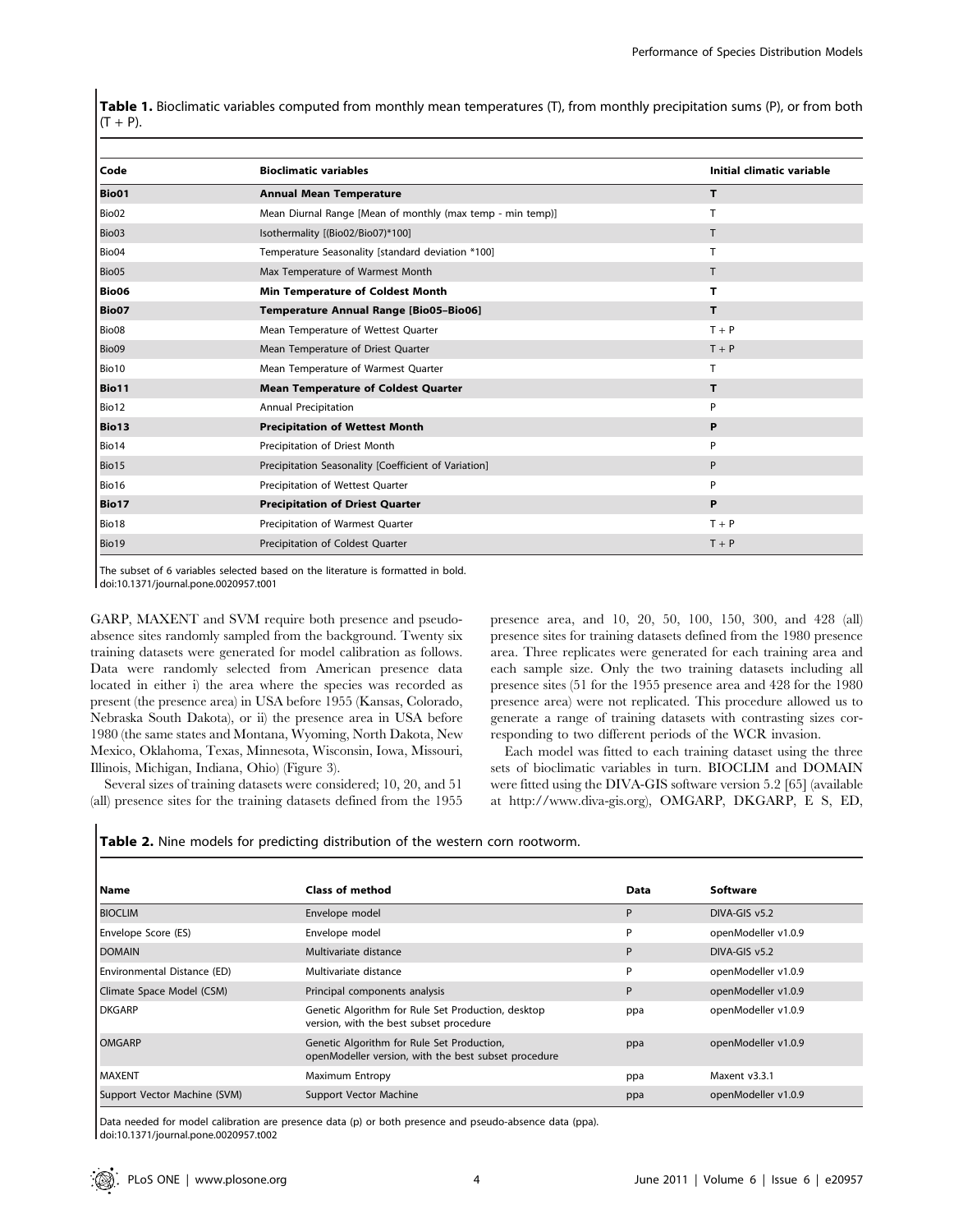**Table 1.** Bioclimatic variables computed from monthly mean temperatures (T), from monthly precipitation sums (P), or from both (T + P).

| Code | Bioclimatic variables | Initial climatic variable |
| --- | --- | --- |
| **Bio01** | **Annual Mean Temperature** | **T** |
| Bio02 | Mean Diurnal Range [Mean of monthly (max temp - min temp)] | T |
| Bio03 | Isothermality [(Bio02/Bio07)*100] | T |
| Bio04 | Temperature Seasonality [standard deviation *100] | T |
| Bio05 | Max Temperature of Warmest Month | T |
| **Bio06** | **Min Temperature of Coldest Month** | **T** |
| **Bio07** | **Temperature Annual Range [Bio05–Bio06]** | **T** |
| Bio08 | Mean Temperature of Wettest Quarter | T + P |
| Bio09 | Mean Temperature of Driest Quarter | T + P |
| Bio10 | Mean Temperature of Warmest Quarter | T |
| **Bio11** | **Mean Temperature of Coldest Quarter** | **T** |
| Bio12 | Annual Precipitation | P |
| **Bio13** | **Precipitation of Wettest Month** | **P** |
| Bio14 | Precipitation of Driest Month | P |
| Bio15 | Precipitation Seasonality [Coefficient of Variation] | P |
| Bio16 | Precipitation of Wettest Quarter | P |
| **Bio17** | **Precipitation of Driest Quarter** | **P** |
| Bio18 | Precipitation of Warmest Quarter | T + P |
| Bio19 | Precipitation of Coldest Quarter | T + P |

The subset of 6 variables selected based on the literature is formatted in bold.
doi:10.1371/journal.pone.0020957.t001

GARP, MAXENT and SVM require both presence and pseudo-absence sites randomly sampled from the background. Twenty six training datasets were generated for model calibration as follows. Data were randomly selected from American presence data located in either i) the area where the species was recorded as present (the presence area) in USA before 1955 (Kansas, Colorado, Nebraska South Dakota), or ii) the presence area in USA before 1980 (the same states and Montana, Wyoming, North Dakota, New Mexico, Oklahoma, Texas, Minnesota, Wisconsin, Iowa, Missouri, Illinois, Michigan, Indiana, Ohio) (Figure 3).

Several sizes of training datasets were considered; 10, 20, and 51 (all) presence sites for the training datasets defined from the 1955 presence area, and 10, 20, 50, 100, 150, 300, and 428 (all) presence sites for training datasets defined from the 1980 presence area. Three replicates were generated for each training area and each sample size. Only the two training datasets including all presence sites (51 for the 1955 presence area and 428 for the 1980 presence area) were not replicated. This procedure allowed us to generate a range of training datasets with contrasting sizes corresponding to two different periods of the WCR invasion.

Each model was fitted to each training dataset using the three sets of bioclimatic variables in turn. BIOCLIM and DOMAIN were fitted using the DIVA-GIS software version 5.2 [65] (available at http://www.diva-gis.org), OMGARP, DKGARP, E S, ED,

**Table 2.** Nine models for predicting distribution of the western corn rootworm.

| Name | Class of method | Data | Software |
| --- | --- | --- | --- |
| BIOCLIM | Envelope model | P | DIVA-GIS v5.2 |
| Envelope Score (ES) | Envelope model | P | openModeller v1.0.9 |
| DOMAIN | Multivariate distance | P | DIVA-GIS v5.2 |
| Environmental Distance (ED) | Multivariate distance | P | openModeller v1.0.9 |
| Climate Space Model (CSM) | Principal components analysis | P | openModeller v1.0.9 |
| DKGARP | Genetic Algorithm for Rule Set Production, desktop version, with the best subset procedure | ppa | openModeller v1.0.9 |
| OMGARP | Genetic Algorithm for Rule Set Production, openModeller version, with the best subset procedure | ppa | openModeller v1.0.9 |
| MAXENT | Maximum Entropy | ppa | Maxent v3.3.1 |
| Support Vector Machine (SVM) | Support Vector Machine | ppa | openModeller v1.0.9 |

Data needed for model calibration are presence data (p) or both presence and pseudo-absence data (ppa).
doi:10.1371/journal.pone.0020957.t002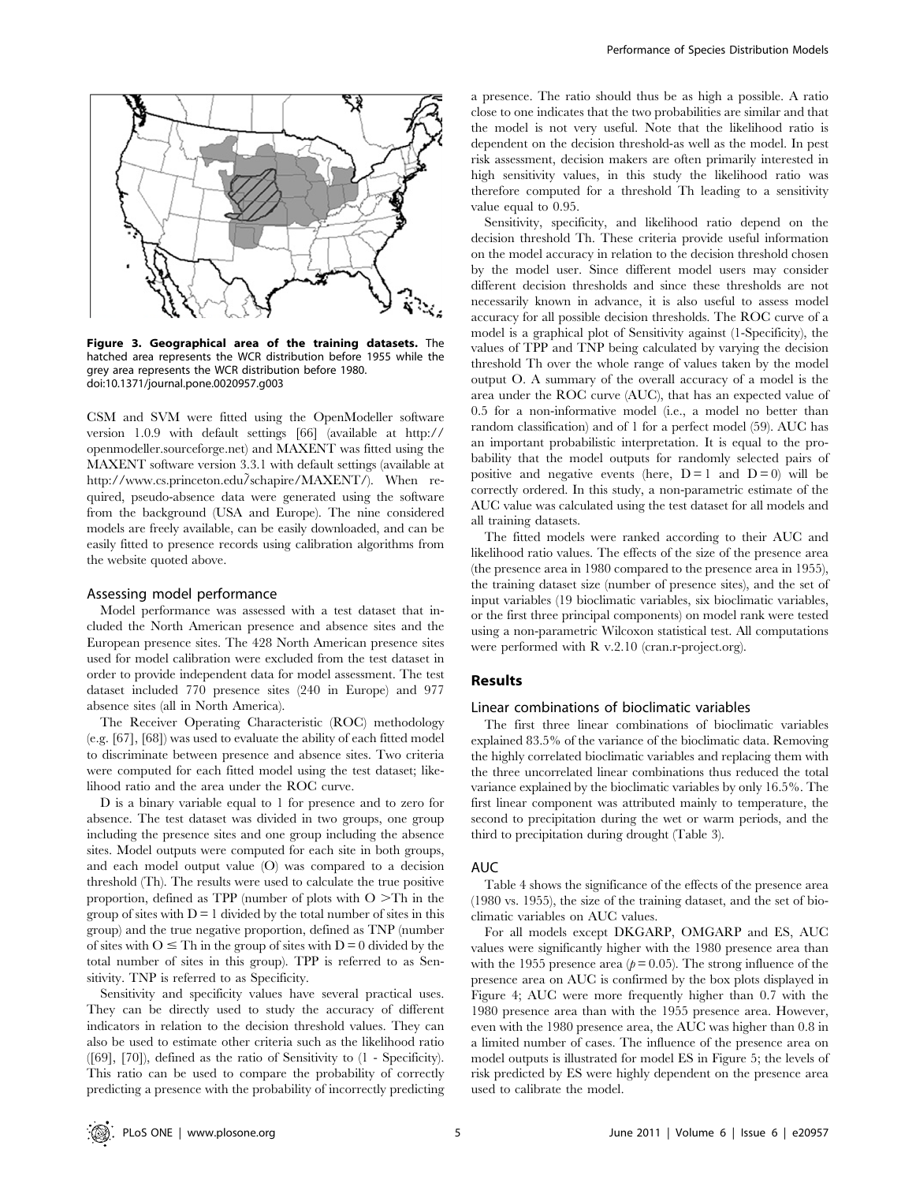Figure 3. Geographical area of the training datasets. The hatched area represents the WCR distribution before 1955 while the grey area represents the WCR distribution before 1980.
doi:10.1371/journal.pone.0020957.g003

CSM and SVM were fitted using the OpenModeller software version 1.0.9 with default settings [66] (available at http://openmodeller.sourceforge.net) and MAXENT was fitted using the MAXENT software version 3.3.1 with default settings (available at http://www.cs.princeton.edu/~schapire/MAXENT/). When required, pseudo-absence data were generated using the software from the background (USA and Europe). The nine considered models are freely available, can be easily downloaded, and can be easily fitted to presence records using calibration algorithms from the website quoted above.

### Assessing model performance

Model performance was assessed with a test dataset that included the North American presence and absence sites and the European presence sites. The 428 North American presence sites used for model calibration were excluded from the test dataset in order to provide independent data for model assessment. The test dataset included 770 presence sites (240 in Europe) and 977 absence sites (all in North America).

The Receiver Operating Characteristic (ROC) methodology (e.g. [67], [68]) was used to evaluate the ability of each fitted model to discriminate between presence and absence sites. Two criteria were computed for each fitted model using the test dataset; likelihood ratio and the area under the ROC curve.

D is a binary variable equal to 1 for presence and to zero for absence. The test dataset was divided in two groups, one group including the presence sites and one group including the absence sites. Model outputs were computed for each site in both groups, and each model output value (O) was compared to a decision threshold (Th). The results were used to calculate the true positive proportion, defined as TPP (number of plots with $O > Th$ in the group of sites with $D = 1$ divided by the total number of sites in this group) and the true negative proportion, defined as TNP (number of sites with $O \leq Th$ in the group of sites with $D = 0$ divided by the total number of sites in this group). TPP is referred to as Sensitivity. TNP is referred to as Specificity.

Sensitivity and specificity values have several practical uses. They can be directly used to study the accuracy of different indicators in relation to the decision threshold values. They can also be used to estimate other criteria such as the likelihood ratio ([69], [70]), defined as the ratio of Sensitivity to (1 - Specificity). This ratio can be used to compare the probability of correctly predicting a presence with the probability of incorrectly predicting a presence. The ratio should thus be as high a possible. A ratio close to one indicates that the two probabilities are similar and that the model is not very useful. Note that the likelihood ratio is dependent on the decision threshold-as well as the model. In pest risk assessment, decision makers are often primarily interested in high sensitivity values, in this study the likelihood ratio was therefore computed for a threshold Th leading to a sensitivity value equal to 0.95.

Sensitivity, specificity, and likelihood ratio depend on the decision threshold Th. These criteria provide useful information on the model accuracy in relation to the decision threshold chosen by the model user. Since different model users may consider different decision thresholds and since these thresholds are not necessarily known in advance, it is also useful to assess model accuracy for all possible decision thresholds. The ROC curve of a model is a graphical plot of Sensitivity against (1-Specificity), the values of TPP and TNP being calculated by varying the decision threshold Th over the whole range of values taken by the model output O. A summary of the overall accuracy of a model is the area under the ROC curve (AUC), that has an expected value of 0.5 for a non-informative model (i.e., a model no better than random classification) and of 1 for a perfect model (59). AUC has an important probabilistic interpretation. It is equal to the probability that the model outputs for randomly selected pairs of positive and negative events (here, $D = 1$ and $D = 0$) will be correctly ordered. In this study, a non-parametric estimate of the AUC value was calculated using the test dataset for all models and all training datasets.

The fitted models were ranked according to their AUC and likelihood ratio values. The effects of the size of the presence area (the presence area in 1980 compared to the presence area in 1955), the training dataset size (number of presence sites), and the set of input variables (19 bioclimatic variables, six bioclimatic variables, or the first three principal components) on model rank were tested using a non-parametric Wilcoxon statistical test. All computations were performed with R v.2.10 (cran.r-project.org).

## Results

### Linear combinations of bioclimatic variables

The first three linear combinations of bioclimatic variables explained 83.5% of the variance of the bioclimatic data. Removing the highly correlated bioclimatic variables and replacing them with the three uncorrelated linear combinations thus reduced the total variance explained by the bioclimatic variables by only 16.5%. The first linear component was attributed mainly to temperature, the second to precipitation during the wet or warm periods, and the third to precipitation during drought (Table 3).

### AUC

Table 4 shows the significance of the effects of the presence area (1980 vs. 1955), the size of the training dataset, and the set of bioclimatic variables on AUC values.

For all models except DKGARP, OMGARP and ES, AUC values were significantly higher with the 1980 presence area than with the 1955 presence area ($p = 0.05$). The strong influence of the presence area on AUC is confirmed by the box plots displayed in Figure 4; AUC were more frequently higher than 0.7 with the 1980 presence area than with the 1955 presence area. However, even with the 1980 presence area, the AUC was higher than 0.8 in a limited number of cases. The influence of the presence area on model outputs is illustrated for model ES in Figure 5; the levels of risk predicted by ES were highly dependent on the presence area used to calibrate the model.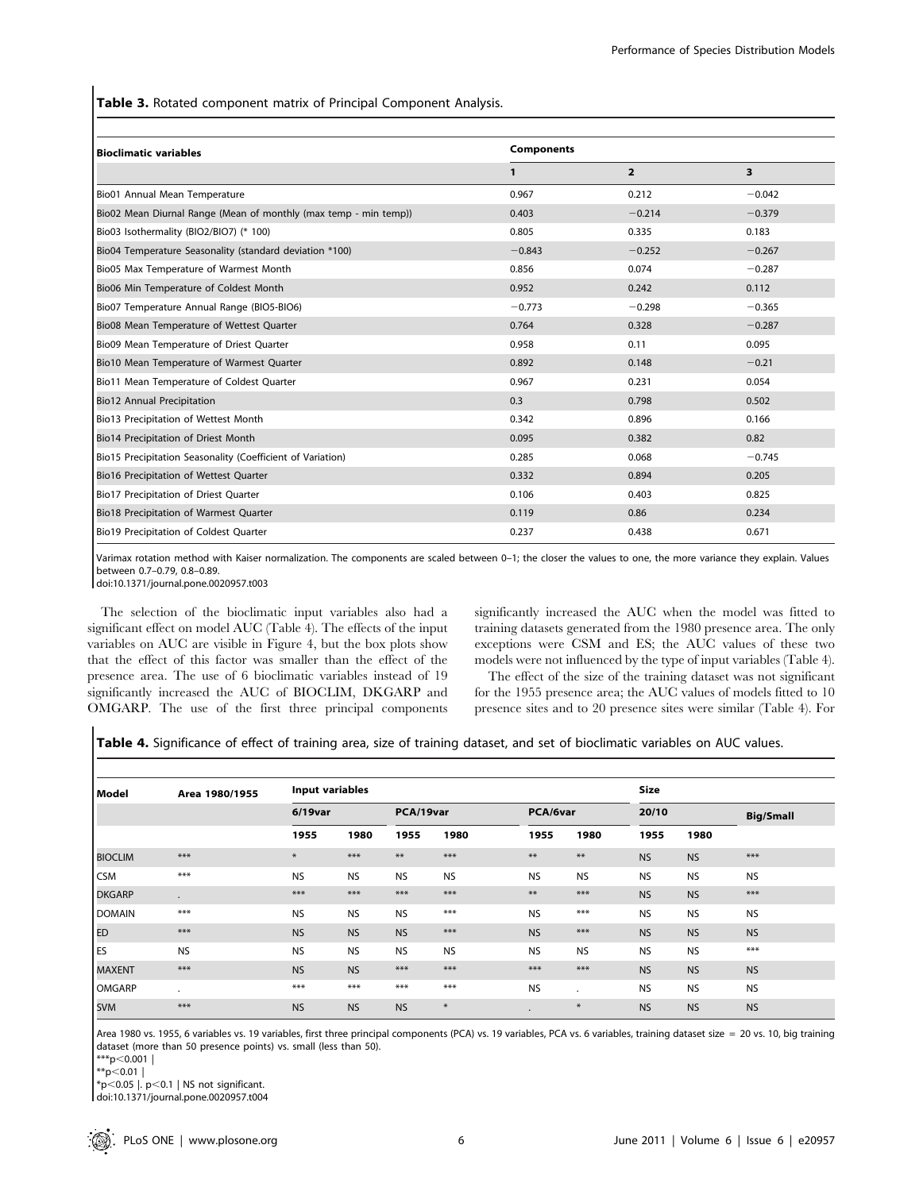**Table 3.** Rotated component matrix of Principal Component Analysis.

| Bioclimatic variables | Components | | |
|---|---|---|---|
| | 1 | 2 | 3 |
| Bio01 Annual Mean Temperature | 0.967 | 0.212 | −0.042 |
| Bio02 Mean Diurnal Range (Mean of monthly (max temp - min temp)) | 0.403 | −0.214 | −0.379 |
| Bio03 Isothermality (BIO2/BIO7) (* 100) | 0.805 | 0.335 | 0.183 |
| Bio04 Temperature Seasonality (standard deviation *100) | −0.843 | −0.252 | −0.267 |
| Bio05 Max Temperature of Warmest Month | 0.856 | 0.074 | −0.287 |
| Bio06 Min Temperature of Coldest Month | 0.952 | 0.242 | 0.112 |
| Bio07 Temperature Annual Range (BIO5-BIO6) | −0.773 | −0.298 | −0.365 |
| Bio08 Mean Temperature of Wettest Quarter | 0.764 | 0.328 | −0.287 |
| Bio09 Mean Temperature of Driest Quarter | 0.958 | 0.11 | 0.095 |
| Bio10 Mean Temperature of Warmest Quarter | 0.892 | 0.148 | −0.21 |
| Bio11 Mean Temperature of Coldest Quarter | 0.967 | 0.231 | 0.054 |
| Bio12 Annual Precipitation | 0.3 | 0.798 | 0.502 |
| Bio13 Precipitation of Wettest Month | 0.342 | 0.896 | 0.166 |
| Bio14 Precipitation of Driest Month | 0.095 | 0.382 | 0.82 |
| Bio15 Precipitation Seasonality (Coefficient of Variation) | 0.285 | 0.068 | −0.745 |
| Bio16 Precipitation of Wettest Quarter | 0.332 | 0.894 | 0.205 |
| Bio17 Precipitation of Driest Quarter | 0.106 | 0.403 | 0.825 |
| Bio18 Precipitation of Warmest Quarter | 0.119 | 0.86 | 0.234 |
| Bio19 Precipitation of Coldest Quarter | 0.237 | 0.438 | 0.671 |

Varimax rotation method with Kaiser normalization. The components are scaled between 0–1; the closer the values to one, the more variance they explain. Values between 0.7–0.79, 0.8–0.89.
doi:10.1371/journal.pone.0020957.t003

The selection of the bioclimatic input variables also had a significant effect on model AUC (Table 4). The effects of the input variables on AUC are visible in Figure 4, but the box plots show that the effect of this factor was smaller than the effect of the presence area. The use of 6 bioclimatic variables instead of 19 significantly increased the AUC of BIOCLIM, DKGARP and OMGARP. The use of the first three principal components significantly increased the AUC when the model was fitted to training datasets generated from the 1980 presence area. The only exceptions were CSM and ES; the AUC values of these two models were not influenced by the type of input variables (Table 4).

The effect of the size of the training dataset was not significant for the 1955 presence area; the AUC values of models fitted to 10 presence sites and to 20 presence sites were similar (Table 4). For

**Table 4.** Significance of effect of training area, size of training dataset, and set of bioclimatic variables on AUC values.

| Model | Area 1980/1955 | Input variables | | | | | | Size | | |
|---|---|---|---|---|---|---|---|---|---|---|
| | | 6/19var | | PCA/19var | | PCA/6var | | 20/10 | | Big/Small |
| | | 1955 | 1980 | 1955 | 1980 | 1955 | 1980 | 1955 | 1980 | |
| BIOCLIM | *** | * | *** | ** | *** | ** | ** | NS | NS | *** |
| CSM | *** | NS | NS | NS | NS | NS | NS | NS | NS | NS |
| DKGARP | . | *** | *** | *** | *** | ** | *** | NS | NS | *** |
| DOMAIN | *** | NS | NS | NS | *** | NS | *** | NS | NS | NS |
| ED | *** | NS | NS | NS | *** | NS | *** | NS | NS | NS |
| ES | NS | NS | NS | NS | NS | NS | NS | NS | NS | *** |
| MAXENT | *** | NS | NS | *** | *** | *** | *** | NS | NS | NS |
| OMGARP | . | *** | *** | *** | *** | NS | . | NS | NS | NS |
| SVM | *** | NS | NS | NS | * | . | * | NS | NS | NS |

Area 1980 vs. 1955, 6 variables vs. 19 variables, first three principal components (PCA) vs. 19 variables, PCA vs. 6 variables, training dataset size = 20 vs. 10, big training dataset (more than 50 presence points) vs. small (less than 50).
***$p<0.001$ |
**$p<0.01$ |
*$p<0.05$ |. $p<0.1$ | NS not significant.
doi:10.1371/journal.pone.0020957.t004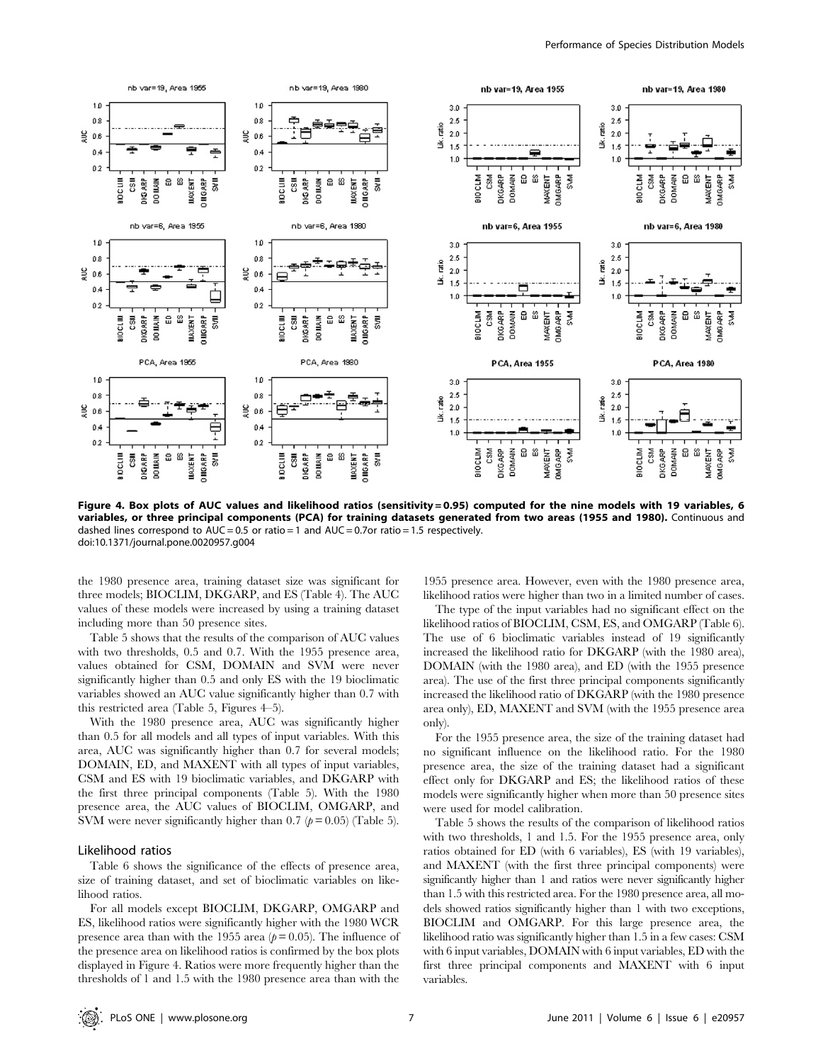**Figure 4. Box plots of AUC values and likelihood ratios (sensitivity = 0.95) computed for the nine models with 19 variables, 6 variables, or three principal components (PCA) for training datasets generated from two areas (1955 and 1980).** Continuous and dashed lines correspond to AUC = 0.5 or ratio = 1 and AUC = 0.7or ratio = 1.5 respectively.
doi:10.1371/journal.pone.0020957.g004

the 1980 presence area, training dataset size was significant for three models; BIOCLIM, DKGARP, and ES (Table 4). The AUC values of these models were increased by using a training dataset including more than 50 presence sites.

Table 5 shows that the results of the comparison of AUC values with two thresholds, 0.5 and 0.7. With the 1955 presence area, values obtained for CSM, DOMAIN and SVM were never significantly higher than 0.5 and only ES with the 19 bioclimatic variables showed an AUC value significantly higher than 0.7 with this restricted area (Table 5, Figures 4–5).

With the 1980 presence area, AUC was significantly higher than 0.5 for all models and all types of input variables. With this area, AUC was significantly higher than 0.7 for several models; DOMAIN, ED, and MAXENT with all types of input variables, CSM and ES with 19 bioclimatic variables, and DKGARP with the first three principal components (Table 5). With the 1980 presence area, the AUC values of BIOCLIM, OMGARP, and SVM were never significantly higher than 0.7 ($p = 0.05$) (Table 5).

## Likelihood ratios

Table 6 shows the significance of the effects of presence area, size of training dataset, and set of bioclimatic variables on likelihood ratios.

For all models except BIOCLIM, DKGARP, OMGARP and ES, likelihood ratios were significantly higher with the 1980 WCR presence area than with the 1955 area ($p = 0.05$). The influence of the presence area on likelihood ratios is confirmed by the box plots displayed in Figure 4. Ratios were more frequently higher than the thresholds of 1 and 1.5 with the 1980 presence area than with the 1955 presence area. However, even with the 1980 presence area, likelihood ratios were higher than two in a limited number of cases.

The type of the input variables had no significant effect on the likelihood ratios of BIOCLIM, CSM, ES, and OMGARP (Table 6). The use of 6 bioclimatic variables instead of 19 significantly increased the likelihood ratio for DKGARP (with the 1980 area), DOMAIN (with the 1980 area), and ED (with the 1955 presence area). The use of the first three principal components significantly increased the likelihood ratio of DKGARP (with the 1980 presence area only), ED, MAXENT and SVM (with the 1955 presence area only).

For the 1955 presence area, the size of the training dataset had no significant influence on the likelihood ratio. For the 1980 presence area, the size of the training dataset had a significant effect only for DKGARP and ES; the likelihood ratios of these models were significantly higher when more than 50 presence sites were used for model calibration.

Table 5 shows the results of the comparison of likelihood ratios with two thresholds, 1 and 1.5. For the 1955 presence area, only ratios obtained for ED (with 6 variables), ES (with 19 variables), and MAXENT (with the first three principal components) were significantly higher than 1 and ratios were never significantly higher than 1.5 with this restricted area. For the 1980 presence area, all models showed ratios significantly higher than 1 with two exceptions, BIOCLIM and OMGARP. For this large presence area, the likelihood ratio was significantly higher than 1.5 in a few cases: CSM with 6 input variables, DOMAIN with 6 input variables, ED with the first three principal components and MAXENT with 6 input variables.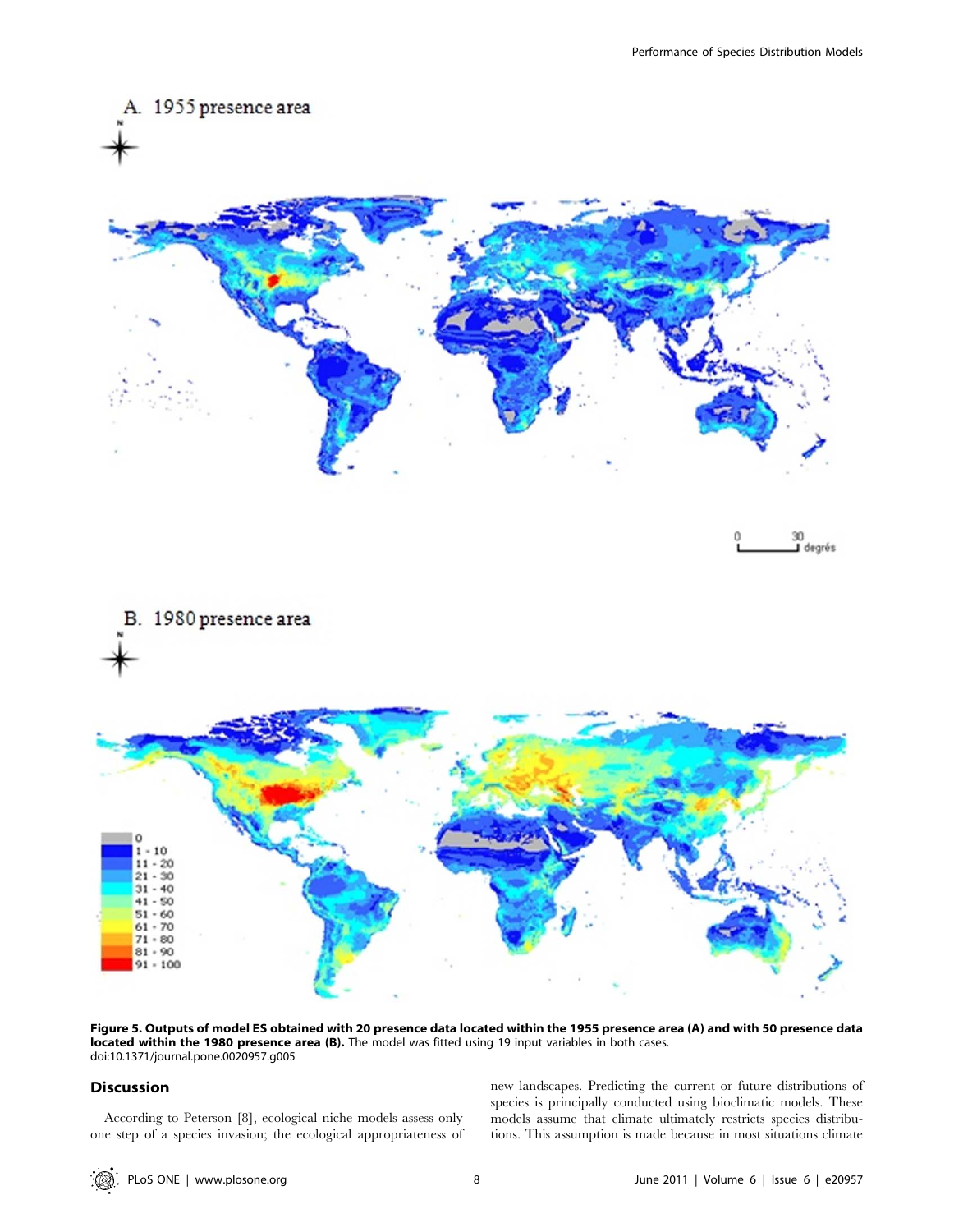**Figure 5. Outputs of model ES obtained with 20 presence data located within the 1955 presence area (A) and with 50 presence data located within the 1980 presence area (B).** The model was fitted using 19 input variables in both cases.
doi:10.1371/journal.pone.0020957.g005

## Discussion

According to Peterson [8], ecological niche models assess only one step of a species invasion; the ecological appropriateness of new landscapes. Predicting the current or future distributions of species is principally conducted using bioclimatic models. These models assume that climate ultimately restricts species distributions. This assumption is made because in most situations climate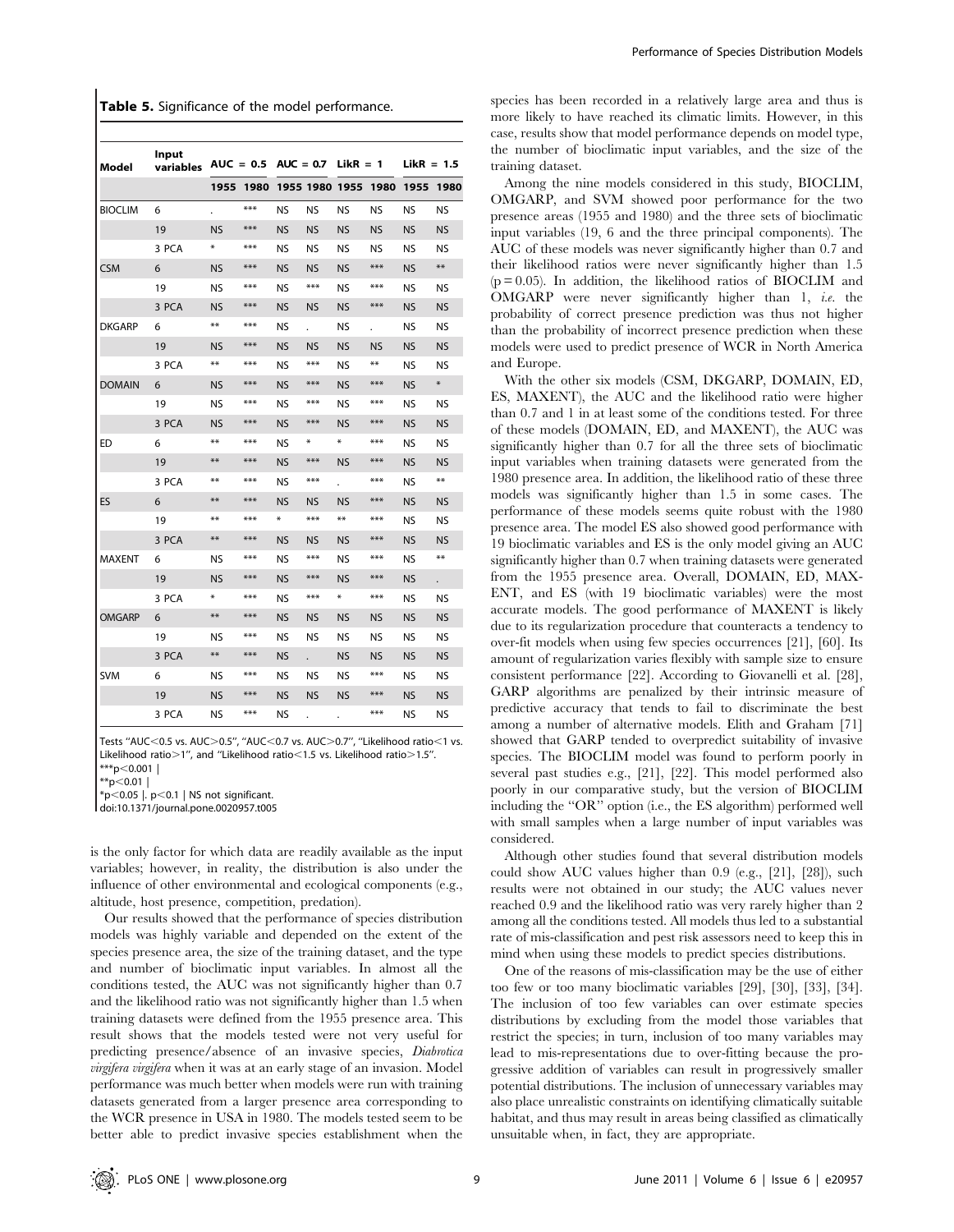**Table 5.** Significance of the model performance.

| Model | Input variables | AUC = 0.5 | | AUC = 0.7 | | LikR = 1 | | LikR = 1.5 | |
|---|---|---|---|---|---|---|---|---|---|
| | | 1955 | 1980 | 1955 | 1980 | 1955 | 1980 | 1955 | 1980 |
| BIOCLIM | 6 | . | *** | NS | NS | NS | NS | NS | NS |
| | 19 | NS | *** | NS | NS | NS | NS | NS | NS |
| | 3 PCA | * | *** | NS | NS | NS | NS | NS | NS |
| CSM | 6 | NS | *** | NS | NS | NS | *** | NS | ** |
| | 19 | NS | *** | NS | *** | NS | *** | NS | NS |
| | 3 PCA | NS | *** | NS | NS | NS | *** | NS | NS |
| DKGARP | 6 | ** | *** | NS | . | NS | . | NS | NS |
| | 19 | NS | *** | NS | NS | NS | NS | NS | NS |
| | 3 PCA | ** | *** | NS | *** | NS | ** | NS | NS |
| DOMAIN | 6 | NS | *** | NS | *** | NS | *** | NS | * |
| | 19 | NS | *** | NS | *** | NS | *** | NS | NS |
| | 3 PCA | NS | *** | NS | *** | NS | *** | NS | NS |
| ED | 6 | ** | *** | NS | * | * | *** | NS | NS |
| | 19 | ** | *** | NS | *** | NS | *** | NS | NS |
| | 3 PCA | ** | *** | NS | *** | . | *** | NS | ** |
| ES | 6 | ** | *** | NS | NS | NS | *** | NS | NS |
| | 19 | ** | *** | * | *** | ** | *** | NS | NS |
| | 3 PCA | ** | *** | NS | NS | NS | *** | NS | NS |
| MAXENT | 6 | NS | *** | NS | *** | NS | *** | NS | ** |
| | 19 | NS | *** | NS | *** | NS | *** | NS | . |
| | 3 PCA | * | *** | NS | *** | * | *** | NS | NS |
| OMGARP | 6 | ** | *** | NS | NS | NS | NS | NS | NS |
| | 19 | NS | *** | NS | NS | NS | NS | NS | NS |
| | 3 PCA | ** | *** | NS | . | NS | NS | NS | NS |
| SVM | 6 | NS | *** | NS | NS | NS | *** | NS | NS |
| | 19 | NS | *** | NS | NS | NS | *** | NS | NS |
| | 3 PCA | NS | *** | NS | . | . | *** | NS | NS |

Tests "AUC<0.5 vs. AUC>0.5", "AUC<0.7 vs. AUC>0.7", "Likelihood ratio<1 vs. Likelihood ratio>1", and "Likelihood ratio<1.5 vs. Likelihood ratio>1.5".
***p<0.001 |
**p<0.01 |
*p<0.05 |. p<0.1 | NS not significant.
doi:10.1371/journal.pone.0020957.t005

is the only factor for which data are readily available as the input variables; however, in reality, the distribution is also under the influence of other environmental and ecological components (e.g., altitude, host presence, competition, predation).

Our results showed that the performance of species distribution models was highly variable and depended on the extent of the species presence area, the size of the training dataset, and the type and number of bioclimatic input variables. In almost all the conditions tested, the AUC was not significantly higher than 0.7 and the likelihood ratio was not significantly higher than 1.5 when training datasets were defined from the 1955 presence area. This result shows that the models tested were not very useful for predicting presence/absence of an invasive species, *Diabrotica virgifera virgifera* when it was at an early stage of an invasion. Model performance was much better when models were run with training datasets generated from a larger presence area corresponding to the WCR presence in USA in 1980. The models tested seem to be better able to predict invasive species establishment when the species has been recorded in a relatively large area and thus is more likely to have reached its climatic limits. However, in this case, results show that model performance depends on model type, the number of bioclimatic input variables, and the size of the training dataset.

Among the nine models considered in this study, BIOCLIM, OMGARP, and SVM showed poor performance for the two presence areas (1955 and 1980) and the three sets of bioclimatic input variables (19, 6 and the three principal components). The AUC of these models was never significantly higher than 0.7 and their likelihood ratios were never significantly higher than 1.5 ($p = 0.05$). In addition, the likelihood ratios of BIOCLIM and OMGARP were never significantly higher than 1, *i.e.* the probability of correct presence prediction was thus not higher than the probability of incorrect presence prediction when these models were used to predict presence of WCR in North America and Europe.

With the other six models (CSM, DKGARP, DOMAIN, ED, ES, MAXENT), the AUC and the likelihood ratio were higher than 0.7 and 1 in at least some of the conditions tested. For three of these models (DOMAIN, ED, and MAXENT), the AUC was significantly higher than 0.7 for all the three sets of bioclimatic input variables when training datasets were generated from the 1980 presence area. In addition, the likelihood ratio of these three models was significantly higher than 1.5 in some cases. The performance of these models seems quite robust with the 1980 presence area. The model ES also showed good performance with 19 bioclimatic variables and ES is the only model giving an AUC significantly higher than 0.7 when training datasets were generated from the 1955 presence area. Overall, DOMAIN, ED, MAXENT, and ES (with 19 bioclimatic variables) were the most accurate models. The good performance of MAXENT is likely due to its regularization procedure that counteracts a tendency to over-fit models when using few species occurrences [21], [60]. Its amount of regularization varies flexibly with sample size to ensure consistent performance [22]. According to Giovanelli et al. [28], GARP algorithms are penalized by their intrinsic measure of predictive accuracy that tends to fail to discriminate the best among a number of alternative models. Elith and Graham [71] showed that GARP tended to overpredict suitability of invasive species. The BIOCLIM model was found to perform poorly in several past studies e.g., [21], [22]. This model performed also poorly in our comparative study, but the version of BIOCLIM including the "OR" option (i.e., the ES algorithm) performed well with small samples when a large number of input variables was considered.

Although other studies found that several distribution models could show AUC values higher than 0.9 (e.g., [21], [28]), such results were not obtained in our study; the AUC values never reached 0.9 and the likelihood ratio was very rarely higher than 2 among all the conditions tested. All models thus led to a substantial rate of mis-classification and pest risk assessors need to keep this in mind when using these models to predict species distributions.

One of the reasons of mis-classification may be the use of either too few or too many bioclimatic variables [29], [30], [33], [34]. The inclusion of too few variables can over estimate species distributions by excluding from the model those variables that restrict the species; in turn, inclusion of too many variables may lead to mis-representations due to over-fitting because the progressive addition of variables can result in progressively smaller potential distributions. The inclusion of unnecessary variables may also place unrealistic constraints on identifying climatically suitable habitat, and thus may result in areas being classified as climatically unsuitable when, in fact, they are appropriate.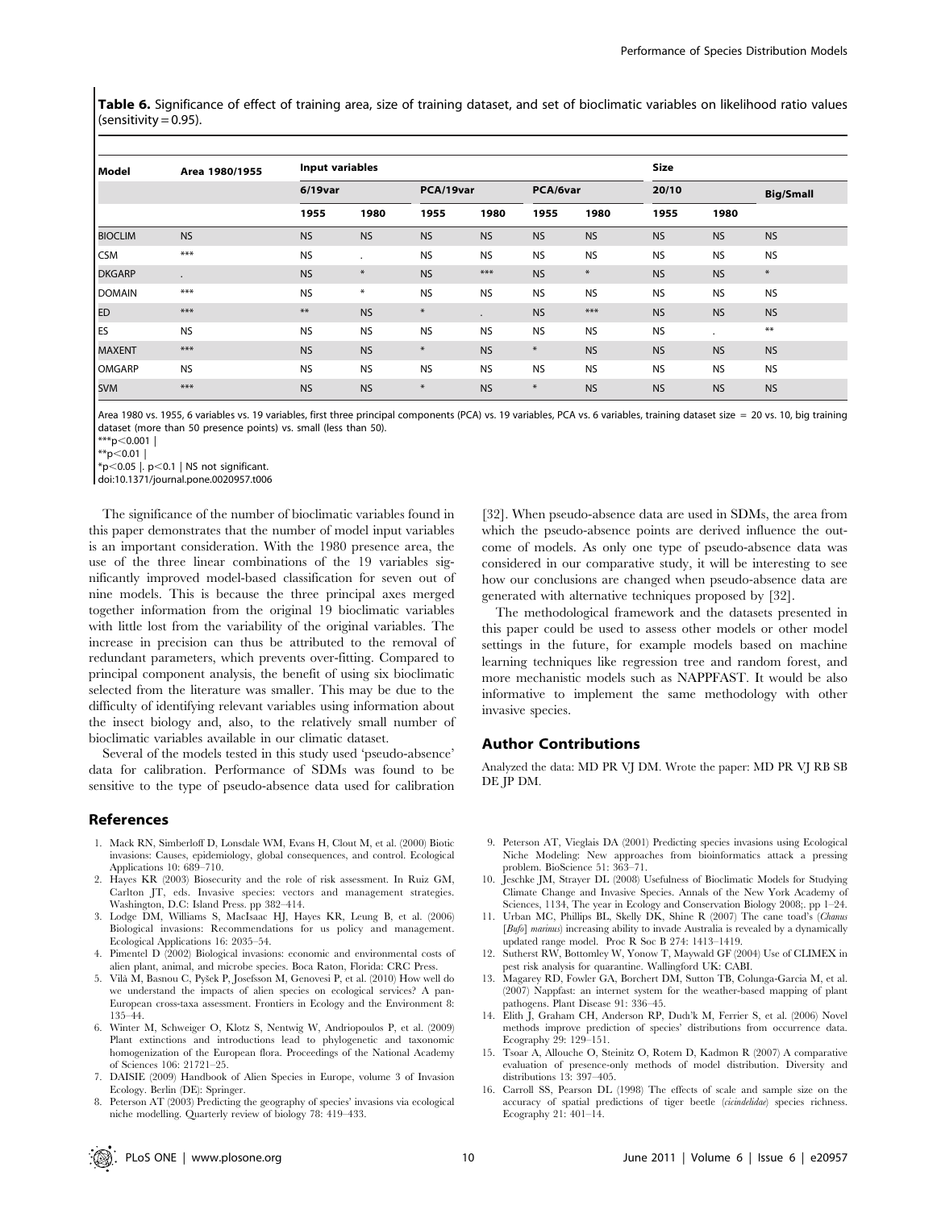**Table 6.** Significance of effect of training area, size of training dataset, and set of bioclimatic variables on likelihood ratio values (sensitivity = 0.95).

| Model | Area 1980/1955 | Input variables | | | | | | Size | | |
|---|---|---|---|---|---|---|---|---|---|---|
| | | 6/19var | | PCA/19var | | PCA/6var | | 20/10 | | Big/Small |
| | | 1955 | 1980 | 1955 | 1980 | 1955 | 1980 | 1955 | 1980 | |
| BIOCLIM | NS | NS | NS | NS | NS | NS | NS | NS | NS | NS |
| CSM | *** | NS | . | NS | NS | NS | NS | NS | NS | NS |
| DKGARP | . | NS | * | NS | *** | NS | * | NS | NS | * |
| DOMAIN | *** | NS | * | NS | NS | NS | NS | NS | NS | NS |
| ED | *** | ** | NS | * | . | NS | *** | NS | NS | NS |
| ES | NS | NS | NS | NS | NS | NS | NS | NS | . | ** |
| MAXENT | *** | NS | NS | * | NS | * | NS | NS | NS | NS |
| OMGARP | NS | NS | NS | NS | NS | NS | NS | NS | NS | NS |
| SVM | *** | NS | NS | * | NS | * | NS | NS | NS | NS |

Area 1980 vs. 1955, 6 variables vs. 19 variables, first three principal components (PCA) vs. 19 variables, PCA vs. 6 variables, training dataset size = 20 vs. 10, big training dataset (more than 50 presence points) vs. small (less than 50).
***$p<0.001$ |
**$p<0.01$ |
*$p<0.05$ |. $p<0.1$ | NS not significant.
doi:10.1371/journal.pone.0020957.t006

The significance of the number of bioclimatic variables found in this paper demonstrates that the number of model input variables is an important consideration. With the 1980 presence area, the use of the three linear combinations of the 19 variables significantly improved model-based classification for seven out of nine models. This is because the three principal axes merged together information from the original 19 bioclimatic variables with little lost from the variability of the original variables. The increase in precision can thus be attributed to the removal of redundant parameters, which prevents over-fitting. Compared to principal component analysis, the benefit of using six bioclimatic selected from the literature was smaller. This may be due to the difficulty of identifying relevant variables using information about the insect biology and, also, to the relatively small number of bioclimatic variables available in our climatic dataset.

Several of the models tested in this study used 'pseudo-absence' data for calibration. Performance of SDMs was found to be sensitive to the type of pseudo-absence data used for calibration [32]. When pseudo-absence data are used in SDMs, the area from which the pseudo-absence points are derived influence the outcome of models. As only one type of pseudo-absence data was considered in our comparative study, it will be interesting to see how our conclusions are changed when pseudo-absence data are generated with alternative techniques proposed by [32].

The methodological framework and the datasets presented in this paper could be used to assess other models or other model settings in the future, for example models based on machine learning techniques like regression tree and random forest, and more mechanistic models such as NAPPFAST. It would be also informative to implement the same methodology with other invasive species.

## Author Contributions

Analyzed the data: MD PR VJ DM. Wrote the paper: MD PR VJ RB SB DE JP DM.

## References

1. Mack RN, Simberloff D, Lonsdale WM, Evans H, Clout M, et al. (2000) Biotic invasions: Causes, epidemiology, global consequences, and control. Ecological Applications 10: 689–710.
2. Hayes KR (2003) Biosecurity and the role of risk assessment. In Ruiz GM, Carlton JT, eds. Invasive species: vectors and management strategies. Washington, D.C: Island Press. pp 382–414.
3. Lodge DM, Williams S, MacIsaac HJ, Hayes KR, Leung B, et al. (2006) Biological invasions: Recommendations for us policy and management. Ecological Applications 16: 2035–54.
4. Pimentel D (2002) Biological invasions: economic and environmental costs of alien plant, animal, and microbe species. Boca Raton, Florida: CRC Press.
5. Vilà M, Basnou C, Pyšek P, Josefsson M, Genovesi P, et al. (2010) How well do we understand the impacts of alien species on ecological services? A pan-European cross-taxa assessment. Frontiers in Ecology and the Environment 8: 135–44.
6. Winter M, Schweiger O, Klotz S, Nentwig W, Andriopoulos P, et al. (2009) Plant extinctions and introductions lead to phylogenetic and taxonomic homogenization of the European flora. Proceedings of the National Academy of Sciences 106: 21721–25.
7. DAISIE (2009) Handbook of Alien Species in Europe, volume 3 of Invasion Ecology. Berlin (DE): Springer.
8. Peterson AT (2003) Predicting the geography of species' invasions via ecological niche modelling. Quarterly review of biology 78: 419–433.
9. Peterson AT, Vieglais DA (2001) Predicting species invasions using Ecological Niche Modeling: New approaches from bioinformatics attack a pressing problem. BioScience 51: 363–71.
10. Jeschke JM, Strayer DL (2008) Usefulness of Bioclimatic Models for Studying Climate Change and Invasive Species. Annals of the New York Academy of Sciences, 1134, The year in Ecology and Conservation Biology 2008:. pp 1–24.
11. Urban MC, Phillips BL, Skelly DK, Shine R (2007) The cane toad's (*Chaunus* [*Bufo*] *marinus*) increasing ability to invade Australia is revealed by a dynamically updated range model. Proc R Soc B 274: 1413–1419.
12. Sutherst RW, Bottomley W, Yonow T, Maywald GF (2004) Use of CLIMEX in pest risk analysis for quarantine. Wallingford UK: CABI.
13. Magarey RD, Fowler GA, Borchert DM, Sutton TB, Colunga-Garcia M, et al. (2007) Nappfast: an internet system for the weather-based mapping of plant pathogens. Plant Disease 91: 336–45.
14. Elith J, Graham CH, Anderson RP, Dudi'k M, Ferrier S, et al. (2006) Novel methods improve prediction of species' distributions from occurrence data. Ecography 29: 129–151.
15. Tsoar A, Allouche O, Steinitz O, Rotem D, Kadmon R (2007) A comparative evaluation of presence-only methods of model distribution. Diversity and distributions 13: 397–405.
16. Carroll SS, Pearson DL (1998) The effects of scale and sample size on the accuracy of spatial predictions of tiger beetle (*cicindelidae*) species richness. Ecography 21: 401–14.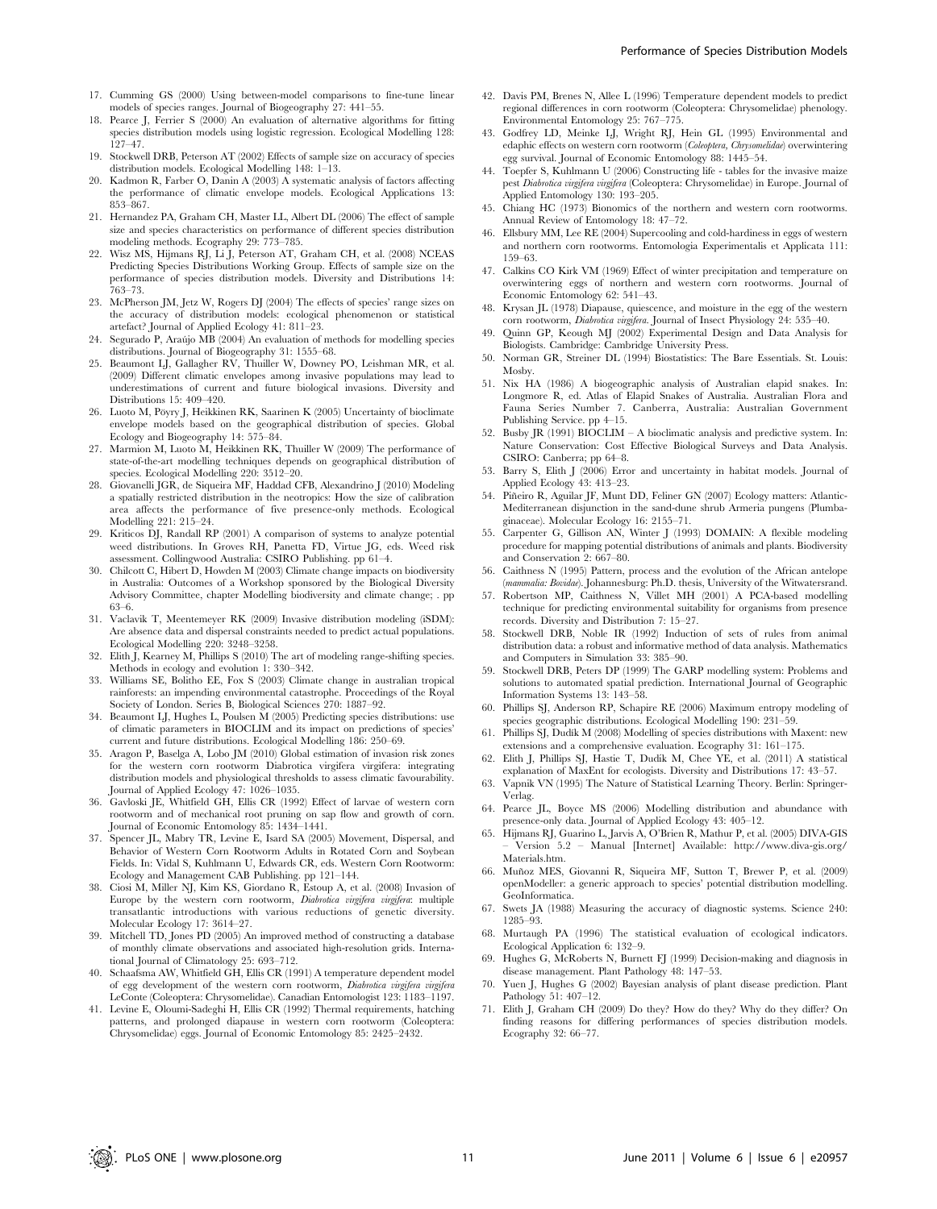17. Cumming GS (2000) Using between-model comparisons to fine-tune linear models of species ranges. Journal of Biogeography 27: 441–55.
18. Pearce J, Ferrier S (2000) An evaluation of alternative algorithms for fitting species distribution models using logistic regression. Ecological Modelling 128: 127–47.
19. Stockwell DRB, Peterson AT (2002) Effects of sample size on accuracy of species distribution models. Ecological Modelling 148: 1–13.
20. Kadmon R, Farber O, Danin A (2003) A systematic analysis of factors affecting the performance of climatic envelope models. Ecological Applications 13: 853–867.
21. Hernandez PA, Graham CH, Master LL, Albert DL (2006) The effect of sample size and species characteristics on performance of different species distribution modeling methods. Ecography 29: 773–785.
22. Wisz MS, Hijmans RJ, Li J, Peterson AT, Graham CH, et al. (2008) NCEAS Predicting Species Distributions Working Group. Effects of sample size on the performance of species distribution models. Diversity and Distributions 14: 763–73.
23. McPherson JM, Jetz W, Rogers DJ (2004) The effects of species' range sizes on the accuracy of distribution models: ecological phenomenon or statistical artefact? Journal of Applied Ecology 41: 811–23.
24. Segurado P, Araújo MB (2004) An evaluation of methods for modelling species distributions. Journal of Biogeography 31: 1555–68.
25. Beaumont LJ, Gallagher RV, Thuiller W, Downey PO, Leishman MR, et al. (2009) Different climatic envelopes among invasive populations may lead to underestimations of current and future biological invasions. Diversity and Distributions 15: 409–420.
26. Luoto M, Pöyry J, Heikkinen RK, Saarinen K (2005) Uncertainty of bioclimate envelope models based on the geographical distribution of species. Global Ecology and Biogeography 14: 575–84.
27. Marmion M, Luoto M, Heikkinen RK, Thuiller W (2009) The performance of state-of-the-art modelling techniques depends on geographical distribution of species. Ecological Modelling 220: 3512–20.
28. Giovanelli JGR, de Siqueira MF, Haddad CFB, Alexandrino J (2010) Modeling a spatially restricted distribution in the neotropics: How the size of calibration area affects the performance of five presence-only methods. Ecological Modelling 221: 215–24.
29. Kriticos DJ, Randall RP (2001) A comparison of systems to analyze potential weed distributions. In Groves RH, Panetta FD, Virtue JG, eds. Weed risk assessment. Collingwood Australia: CSIRO Publishing. pp 61–4.
30. Chilcott C, Hibert D, Howden M (2003) Climate change impacts on biodiversity in Australia: Outcomes of a Workshop sponsored by the Biological Diversity Advisory Committee, chapter Modelling biodiversity and climate change; . pp 63–6.
31. Vaclavik T, Meentemeyer RK (2009) Invasive distribution modeling (iSDM): Are absence data and dispersal constraints needed to predict actual populations. Ecological Modelling 220: 3248–3258.
32. Elith J, Kearney M, Phillips S (2010) The art of modeling range-shifting species. Methods in ecology and evolution 1: 330–342.
33. Williams SE, Bolitho EE, Fox S (2003) Climate change in australian tropical rainforests: an impending environmental catastrophe. Proceedings of the Royal Society of London. Series B, Biological Sciences 270: 1887–92.
34. Beaumont LJ, Hughes L, Poulsen M (2005) Predicting species distributions: use of climatic parameters in BIOCLIM and its impact on predictions of species' current and future distributions. Ecological Modelling 186: 250–69.
35. Aragon P, Baselga A, Lobo JM (2010) Global estimation of invasion risk zones for the western corn rootworm Diabrotica virgifera virgifera: integrating distribution models and physiological thresholds to assess climatic favourability. Journal of Applied Ecology 47: 1026–1035.
36. Gavloski JE, Whitfield GH, Ellis CR (1992) Effect of larvae of western corn rootworm and of mechanical root pruning on sap flow and growth of corn. Journal of Economic Entomology 85: 1434–1441.
37. Spencer JL, Mabry TR, Levine E, Isard SA (2005) Movement, Dispersal, and Behavior of Western Corn Rootworm Adults in Rotated Corn and Soybean Fields. In: Vidal S, Kuhlmann U, Edwards CR, eds. Western Corn Rootworm: Ecology and Management CAB Publishing. pp 121–144.
38. Ciosi M, Miller NJ, Kim KS, Giordano R, Estoup A, et al. (2008) Invasion of Europe by the western corn rootworm, *Diabrotica virgifera virgifera*: multiple transatlantic introductions with various reductions of genetic diversity. Molecular Ecology 17: 3614–27.
39. Mitchell TD, Jones PD (2005) An improved method of constructing a database of monthly climate observations and associated high-resolution grids. International Journal of Climatology 25: 693–712.
40. Schaafsma AW, Whitfield GH, Ellis CR (1991) A temperature dependent model of egg development of the western corn rootworm, *Diabrotica virgifera virgifera* LeConte (Coleoptera: Chrysomelidae). Canadian Entomologist 123: 1183–1197.
41. Levine E, Oloumi-Sadeghi H, Ellis CR (1992) Thermal requirements, hatching patterns, and prolonged diapause in western corn rootworm (Coleoptera: Chrysomelidae) eggs. Journal of Economic Entomology 85: 2425–2432.
42. Davis PM, Brenes N, Allee L (1996) Temperature dependent models to predict regional differences in corn rootworm (Coleoptera: Chrysomelidae) phenology. Environmental Entomology 25: 767–775.
43. Godfrey LD, Meinke LJ, Wright RJ, Hein GL (1995) Environmental and edaphic effects on western corn rootworm (*Coleoptera, Chrysomelidae*) overwintering egg survival. Journal of Economic Entomology 88: 1445–54.
44. Toepfer S, Kuhlmann U (2006) Constructing life - tables for the invasive maize pest *Diabrotica virgifera virgifera* (Coleoptera: Chrysomelidae) in Europe. Journal of Applied Entomology 130: 193–205.
45. Chiang HC (1973) Bionomics of the northern and western corn rootworms. Annual Review of Entomology 18: 47–72.
46. Ellsbury MM, Lee RE (2004) Supercooling and cold-hardiness in eggs of western and northern corn rootworms. Entomologia Experimentalis et Applicata 111: 159–63.
47. Calkins CO Kirk VM (1969) Effect of winter precipitation and temperature on overwintering eggs of northern and western corn rootworms. Journal of Economic Entomology 62: 541–43.
48. Krysan JL (1978) Diapause, quiescence, and moisture in the egg of the western corn rootworm, *Diabrotica virgifera*. Journal of Insect Physiology 24: 535–40.
49. Quinn GP, Keough MJ (2002) Experimental Design and Data Analysis for Biologists. Cambridge: Cambridge University Press.
50. Norman GR, Streiner DL (1994) Biostatistics: The Bare Essentials. St. Louis: Mosby.
51. Nix HA (1986) A biogeographic analysis of Australian elapid snakes. In: Longmore R, ed. Atlas of Elapid Snakes of Australia. Australian Flora and Fauna Series Number 7. Canberra, Australia: Australian Government Publishing Service. pp 4–15.
52. Busby JR (1991) BIOCLIM – A bioclimatic analysis and predictive system. In: Nature Conservation: Cost Effective Biological Surveys and Data Analysis. CSIRO: Canberra; pp 64–8.
53. Barry S, Elith J (2006) Error and uncertainty in habitat models. Journal of Applied Ecology 43: 413–23.
54. Piñeiro R, Aguilar JF, Munt DD, Feliner GN (2007) Ecology matters: Atlantic-Mediterranean disjunction in the sand-dune shrub Armeria pungens (Plumbaginaceae). Molecular Ecology 16: 2155–71.
55. Carpenter G, Gillison AN, Winter J (1993) DOMAIN: A flexible modeling procedure for mapping potential distributions of animals and plants. Biodiversity and Conservation 2: 667–80.
56. Caithness N (1995) Pattern, process and the evolution of the African antelope (*mammalia: Bovidae*). Johannesburg: Ph.D. thesis, University of the Witwatersrand.
57. Robertson MP, Caithness N, Villet MH (2001) A PCA-based modelling technique for predicting environmental suitability for organisms from presence records. Diversity and Distribution 7: 15–27.
58. Stockwell DRB, Noble IR (1992) Induction of sets of rules from animal distribution data: a robust and informative method of data analysis. Mathematics and Computers in Simulation 33: 385–90.
59. Stockwell DRB, Peters DP (1999) The GARP modelling system: Problems and solutions to automated spatial prediction. International Journal of Geographic Information Systems 13: 143–58.
60. Phillips SJ, Anderson RP, Schapire RE (2006) Maximum entropy modeling of species geographic distributions. Ecological Modelling 190: 231–59.
61. Phillips SJ, Dudík M (2008) Modelling of species distributions with Maxent: new extensions and a comprehensive evaluation. Ecography 31: 161–175.
62. Elith J, Phillips SJ, Hastie T, Dudík M, Chee YE, et al. (2011) A statistical explanation of MaxEnt for ecologists. Diversity and Distributions 17: 43–57.
63. Vapnik VN (1995) The Nature of Statistical Learning Theory. Berlin: Springer-Verlag.
64. Pearce JL, Boyce MS (2006) Modelling distribution and abundance with presence-only data. Journal of Applied Ecology 43: 405–12.
65. Hijmans RJ, Guarino L, Jarvis A, O'Brien R, Mathur P, et al. (2005) DIVA-GIS – Version 5.2 – Manual [Internet] Available: http://www.diva-gis.org/Materials.htm.
66. Muñoz MES, Giovanni R, Siqueira MF, Sutton T, Brewer P, et al. (2009) openModeller: a generic approach to species' potential distribution modelling. GeoInformatica.
67. Swets JA (1988) Measuring the accuracy of diagnostic systems. Science 240: 1285–93.
68. Murtaugh PA (1996) The statistical evaluation of ecological indicators. Ecological Application 6: 132–9.
69. Hughes G, McRoberts N, Burnett FJ (1999) Decision-making and diagnosis in disease management. Plant Pathology 48: 147–53.
70. Yuen J, Hughes G (2002) Bayesian analysis of plant disease prediction. Plant Pathology 51: 407–12.
71. Elith J, Graham CH (2009) Do they? How do they? Why do they differ? On finding reasons for differing performances of species distribution models. Ecography 32: 66–77.